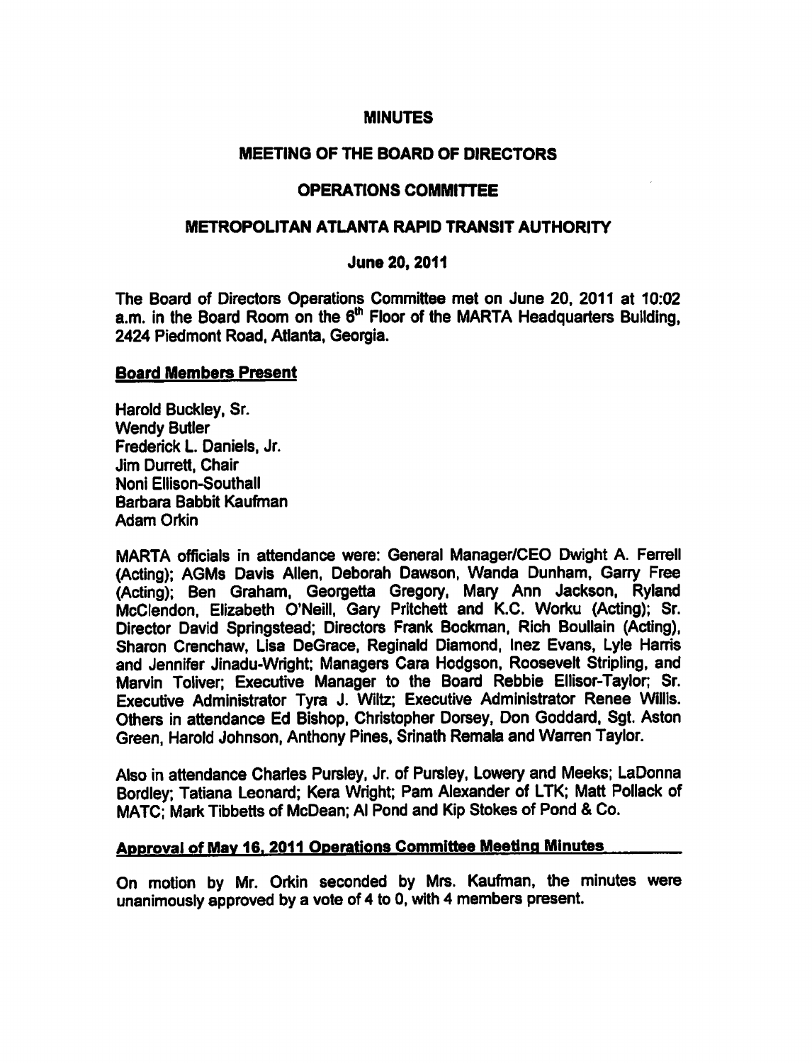# MINUTES

## MEETING OF THE BOARD OF DIRECTORS

## OPERATIONS COMMITTEE

## METROPOLITAN ATLANTA RAPID TRANSIT AUTHORITY

### June 20, 2011

The Board of Directors Operations Committee met on June 20, 2011 at 10:02 a.m. in the Board Room on the 6th Floor of the MARTA Headquarters Building, 2424 Piedmont Road, Atlanta, Georgia.

**Board Members Present**

Harold Buckley, Sr.
Wendy Butler
Frederick L. Daniels, Jr.
Jim Durrett, Chair
Noni Ellison-Southall
Barbara Babbit Kaufman
Adam Orkin

MARTA officials in attendance were: General Manager/CEO Dwight A. Ferrell (Acting); AGMs Davis Allen, Deborah Dawson, Wanda Dunham, Garry Free (Acting); Ben Graham, Georgetta Gregory, Mary Ann Jackson, Ryland McClendon, Elizabeth O'Neill, Gary Pritchett and K.C. Worku (Acting); Sr. Director David Springstead; Directors Frank Bockman, Rich Boullain (Acting), Sharon Crenchaw, Lisa DeGrace, Reginald Diamond, Inez Evans, Lyle Harris and Jennifer Jinadu-Wright; Managers Cara Hodgson, Roosevelt Stripling, and Marvin Toliver; Executive Manager to the Board Rebbie Ellisor-Taylor; Sr. Executive Administrator Tyra J. Wiltz; Executive Administrator Renee Willis. Others in attendance Ed Bishop, Christopher Dorsey, Don Goddard, Sgt. Aston Green, Harold Johnson, Anthony Pines, Srinath Remala and Warren Taylor.

Also in attendance Charles Pursley, Jr. of Pursley, Lowery and Meeks; LaDonna Bordley; Tatiana Leonard; Kera Wright; Pam Alexander of LTK; Matt Pollack of MATC; Mark Tibbetts of McDean; Al Pond and Kip Stokes of Pond & Co.

**Approval of May 16, 2011 Operations Committee Meeting Minutes**

On motion by Mr. Orkin seconded by Mrs. Kaufman, the minutes were unanimously approved by a vote of 4 to 0, with 4 members present.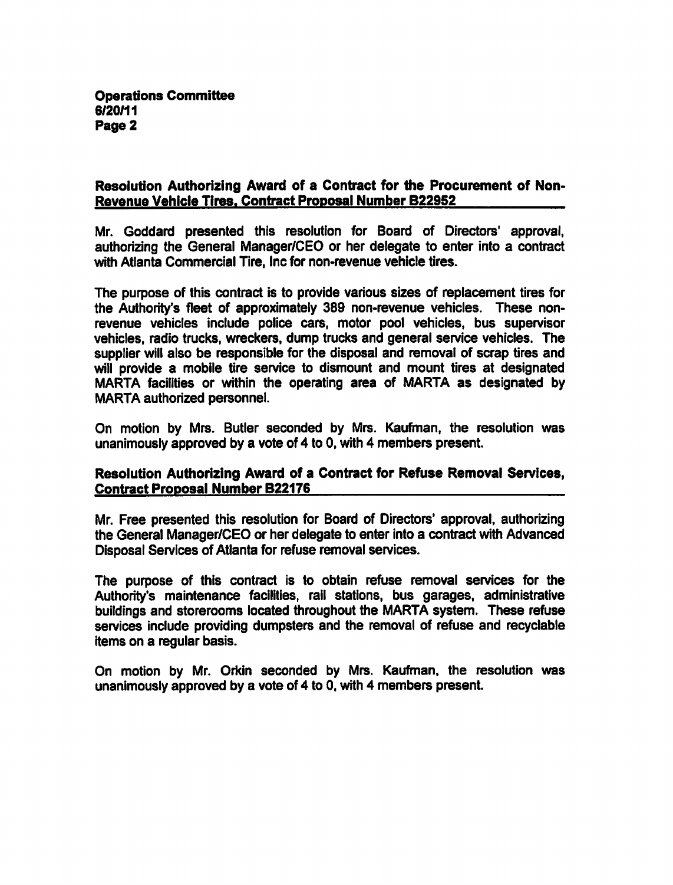## Resolution Authorizing Award of a Contract for the Procurement of Non-Revenue Vehicle Tires, Contract Proposal Number B22952

Mr. Goddard presented this resolution for Board of Directors' approval, authorizing the General Manager/CEO or her delegate to enter into a contract with Atlanta Commercial Tire, Inc for non-revenue vehicle tires.

The purpose of this contract is to provide various sizes of replacement tires for the Authority's fleet of approximately 389 non-revenue vehicles. These non-revenue vehicles include police cars, motor pool vehicles, bus supervisor vehicles, radio trucks, wreckers, dump trucks and general service vehicles. The supplier will also be responsible for the disposal and removal of scrap tires and will provide a mobile tire service to dismount and mount tires at designated MARTA facilities or within the operating area of MARTA as designated by MARTA authorized personnel.

On motion by Mrs. Butler seconded by Mrs. Kaufman, the resolution was unanimously approved by a vote of 4 to 0, with 4 members present.

## Resolution Authorizing Award of a Contract for Refuse Removal Services, Contract Proposal Number B22176

Mr. Free presented this resolution for Board of Directors' approval, authorizing the General Manager/CEO or her delegate to enter into a contract with Advanced Disposal Services of Atlanta for refuse removal services.

The purpose of this contract is to obtain refuse removal services for the Authority's maintenance facilities, rail stations, bus garages, administrative buildings and storerooms located throughout the MARTA system. These refuse services include providing dumpsters and the removal of refuse and recyclable items on a regular basis.

On motion by Mr. Orkin seconded by Mrs. Kaufman, the resolution was unanimously approved by a vote of 4 to 0, with 4 members present.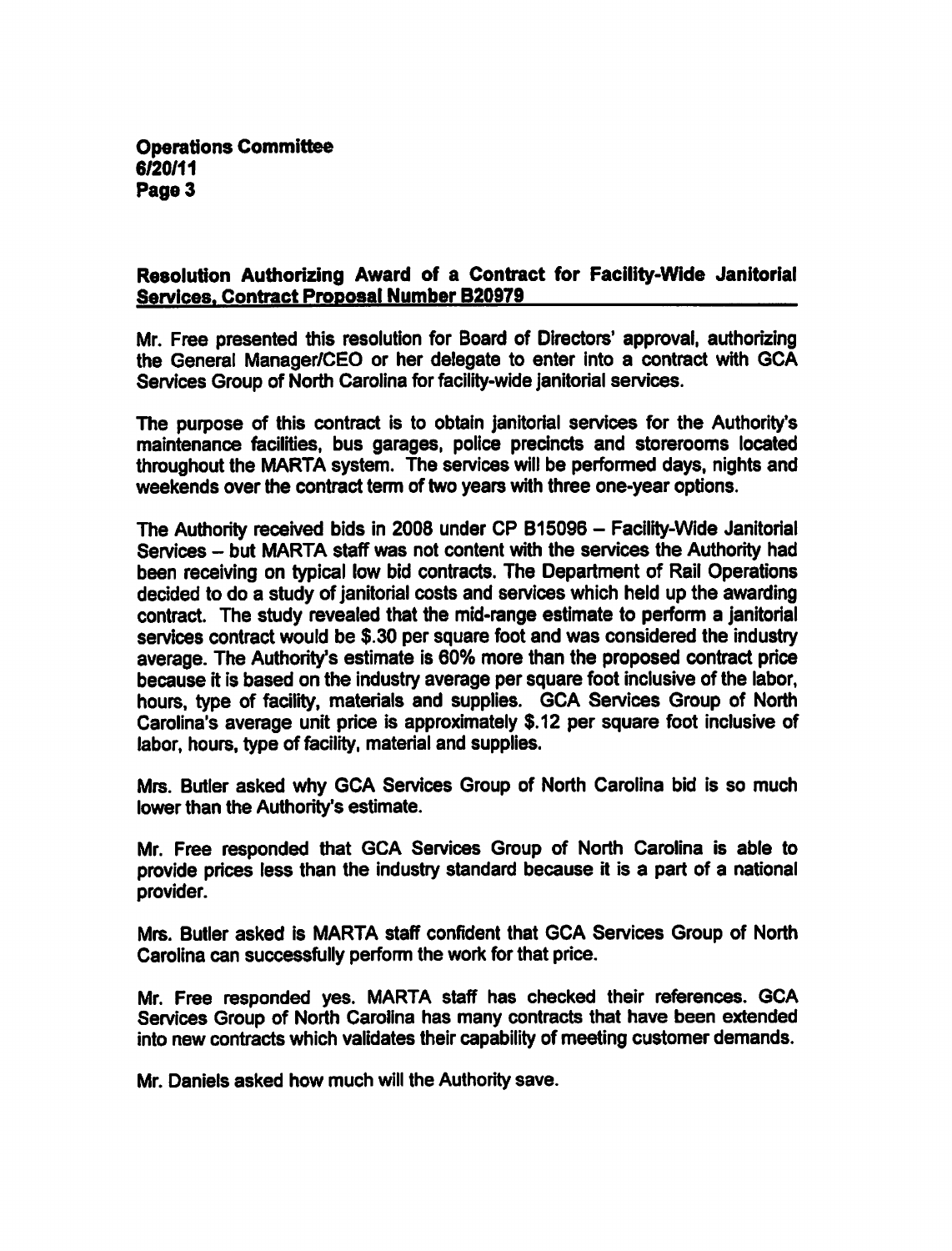**Resolution Authorizing Award of a Contract for Facility-Wide Janitorial Services, Contract Proposal Number B20979**

Mr. Free presented this resolution for Board of Directors' approval, authorizing the General Manager/CEO or her delegate to enter into a contract with GCA Services Group of North Carolina for facility-wide janitorial services.

The purpose of this contract is to obtain janitorial services for the Authority's maintenance facilities, bus garages, police precincts and storerooms located throughout the MARTA system. The services will be performed days, nights and weekends over the contract term of two years with three one-year options.

The Authority received bids in 2008 under CP B15096 – Facility-Wide Janitorial Services – but MARTA staff was not content with the services the Authority had been receiving on typical low bid contracts. The Department of Rail Operations decided to do a study of janitorial costs and services which held up the awarding contract. The study revealed that the mid-range estimate to perform a janitorial services contract would be $.30 per square foot and was considered the industry average. The Authority's estimate is 60% more than the proposed contract price because it is based on the industry average per square foot inclusive of the labor, hours, type of facility, materials and supplies. GCA Services Group of North Carolina's average unit price is approximately $.12 per square foot inclusive of labor, hours, type of facility, material and supplies.

Mrs. Butler asked why GCA Services Group of North Carolina bid is so much lower than the Authority's estimate.

Mr. Free responded that GCA Services Group of North Carolina is able to provide prices less than the industry standard because it is a part of a national provider.

Mrs. Butler asked is MARTA staff confident that GCA Services Group of North Carolina can successfully perform the work for that price.

Mr. Free responded yes. MARTA staff has checked their references. GCA Services Group of North Carolina has many contracts that have been extended into new contracts which validates their capability of meeting customer demands.

Mr. Daniels asked how much will the Authority save.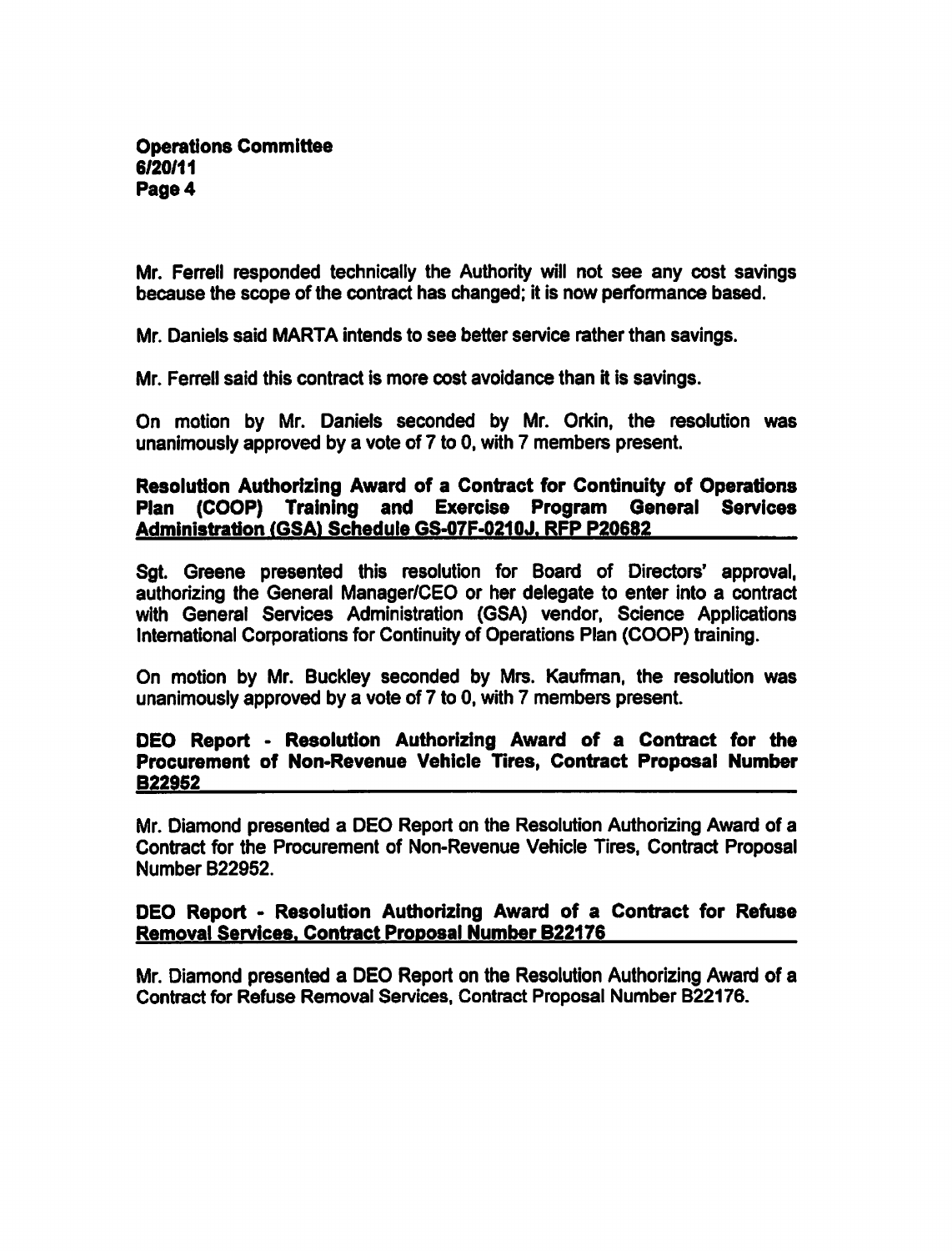Mr. Ferrell responded technically the Authority will not see any cost savings because the scope of the contract has changed; it is now performance based.

Mr. Daniels said MARTA intends to see better service rather than savings.

Mr. Ferrell said this contract is more cost avoidance than it is savings.

On motion by Mr. Daniels seconded by Mr. Orkin, the resolution was unanimously approved by a vote of 7 to 0, with 7 members present.

**Resolution Authorizing Award of a Contract for Continuity of Operations Plan (COOP) Training and Exercise Program General Services Administration (GSA) Schedule GS-07F-0210J, RFP P20682**

Sgt. Greene presented this resolution for Board of Directors' approval, authorizing the General Manager/CEO or her delegate to enter into a contract with General Services Administration (GSA) vendor, Science Applications International Corporations for Continuity of Operations Plan (COOP) training.

On motion by Mr. Buckley seconded by Mrs. Kaufman, the resolution was unanimously approved by a vote of 7 to 0, with 7 members present.

**DEO Report - Resolution Authorizing Award of a Contract for the Procurement of Non-Revenue Vehicle Tires, Contract Proposal Number B22952**

Mr. Diamond presented a DEO Report on the Resolution Authorizing Award of a Contract for the Procurement of Non-Revenue Vehicle Tires, Contract Proposal Number B22952.

**DEO Report - Resolution Authorizing Award of a Contract for Refuse Removal Services, Contract Proposal Number B22176**

Mr. Diamond presented a DEO Report on the Resolution Authorizing Award of a Contract for Refuse Removal Services, Contract Proposal Number B22176.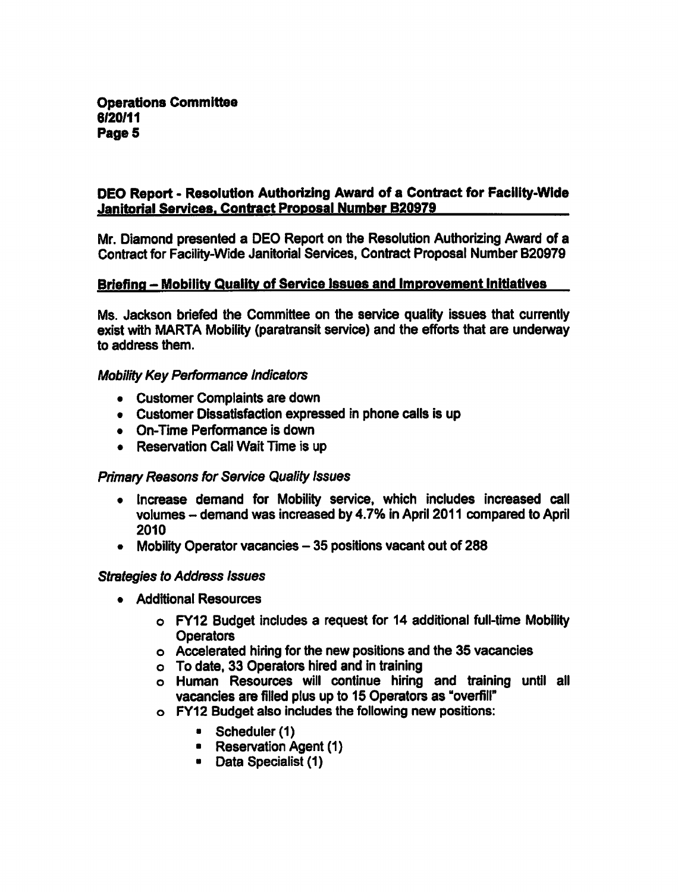## DEO Report - Resolution Authorizing Award of a Contract for Facility-Wide Janitorial Services, Contract Proposal Number B20979

Mr. Diamond presented a DEO Report on the Resolution Authorizing Award of a Contract for Facility-Wide Janitorial Services, Contract Proposal Number B20979

## Briefing – Mobility Quality of Service Issues and Improvement Initiatives

Ms. Jackson briefed the Committee on the service quality issues that currently exist with MARTA Mobility (paratransit service) and the efforts that are underway to address them.

*Mobility Key Performance Indicators*

- Customer Complaints are down
- Customer Dissatisfaction expressed in phone calls is up
- On-Time Performance is down
- Reservation Call Wait Time is up

*Primary Reasons for Service Quality Issues*

- Increase demand for Mobility service, which includes increased call volumes – demand was increased by 4.7% in April 2011 compared to April 2010
- Mobility Operator vacancies – 35 positions vacant out of 288

*Strategies to Address Issues*

- Additional Resources
  - FY12 Budget includes a request for 14 additional full-time Mobility Operators
  - Accelerated hiring for the new positions and the 35 vacancies
  - To date, 33 Operators hired and in training
  - Human Resources will continue hiring and training until all vacancies are filled plus up to 15 Operators as "overfill"
  - FY12 Budget also includes the following new positions:
    - Scheduler (1)
    - Reservation Agent (1)
    - Data Specialist (1)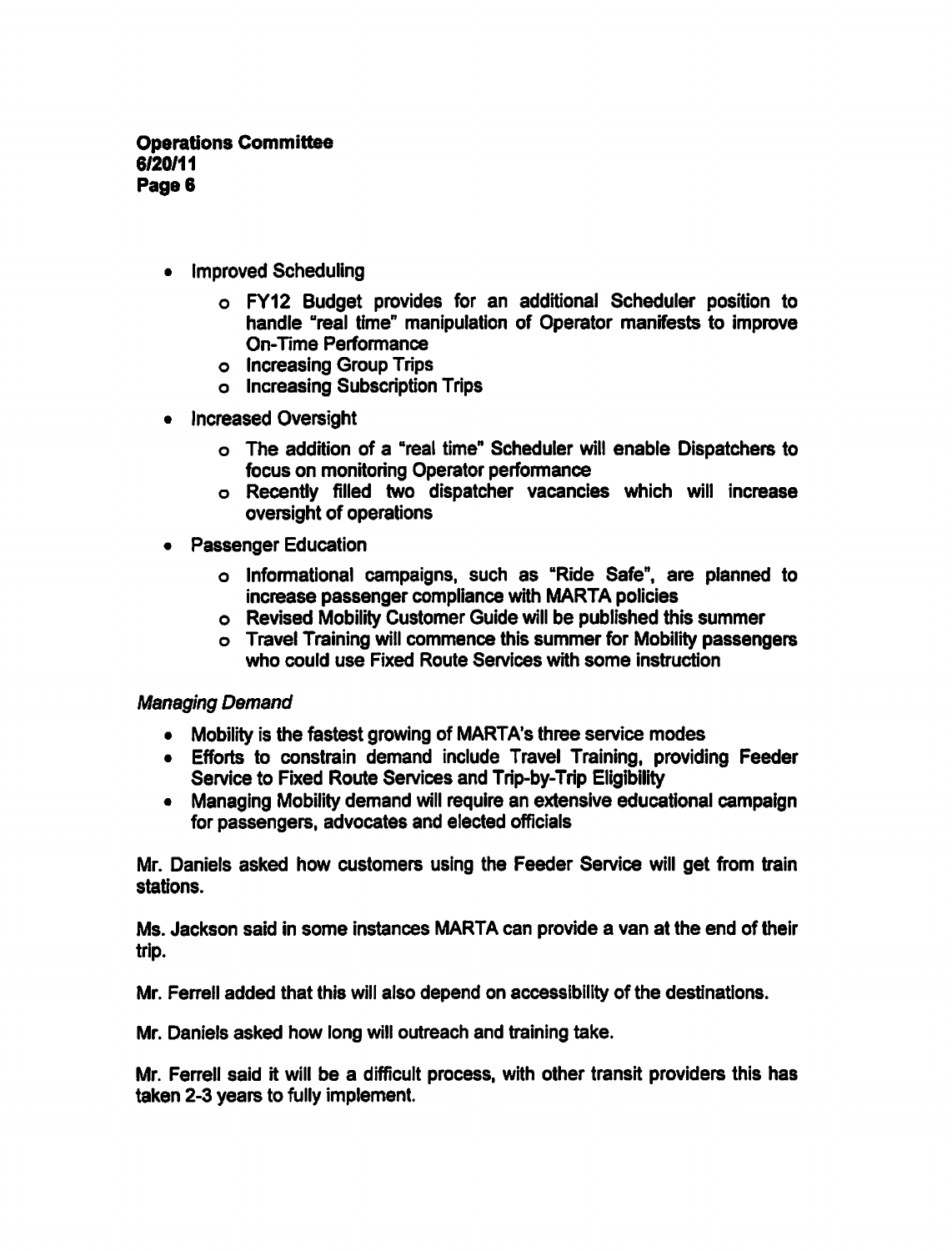- Improved Scheduling
    - FY12 Budget provides for an additional Scheduler position to handle "real time" manipulation of Operator manifests to improve On-Time Performance
    - Increasing Group Trips
    - Increasing Subscription Trips
- Increased Oversight
    - The addition of a "real time" Scheduler will enable Dispatchers to focus on monitoring Operator performance
    - Recently filled two dispatcher vacancies which will increase oversight of operations
- Passenger Education
    - Informational campaigns, such as "Ride Safe", are planned to increase passenger compliance with MARTA policies
    - Revised Mobility Customer Guide will be published this summer
    - Travel Training will commence this summer for Mobility passengers who could use Fixed Route Services with some instruction

*Managing Demand*

- Mobility is the fastest growing of MARTA's three service modes
- Efforts to constrain demand include Travel Training, providing Feeder Service to Fixed Route Services and Trip-by-Trip Eligibility
- Managing Mobility demand will require an extensive educational campaign for passengers, advocates and elected officials

Mr. Daniels asked how customers using the Feeder Service will get from train stations.

Ms. Jackson said in some instances MARTA can provide a van at the end of their trip.

Mr. Ferrell added that this will also depend on accessibility of the destinations.

Mr. Daniels asked how long will outreach and training take.

Mr. Ferrell said it will be a difficult process, with other transit providers this has taken 2-3 years to fully implement.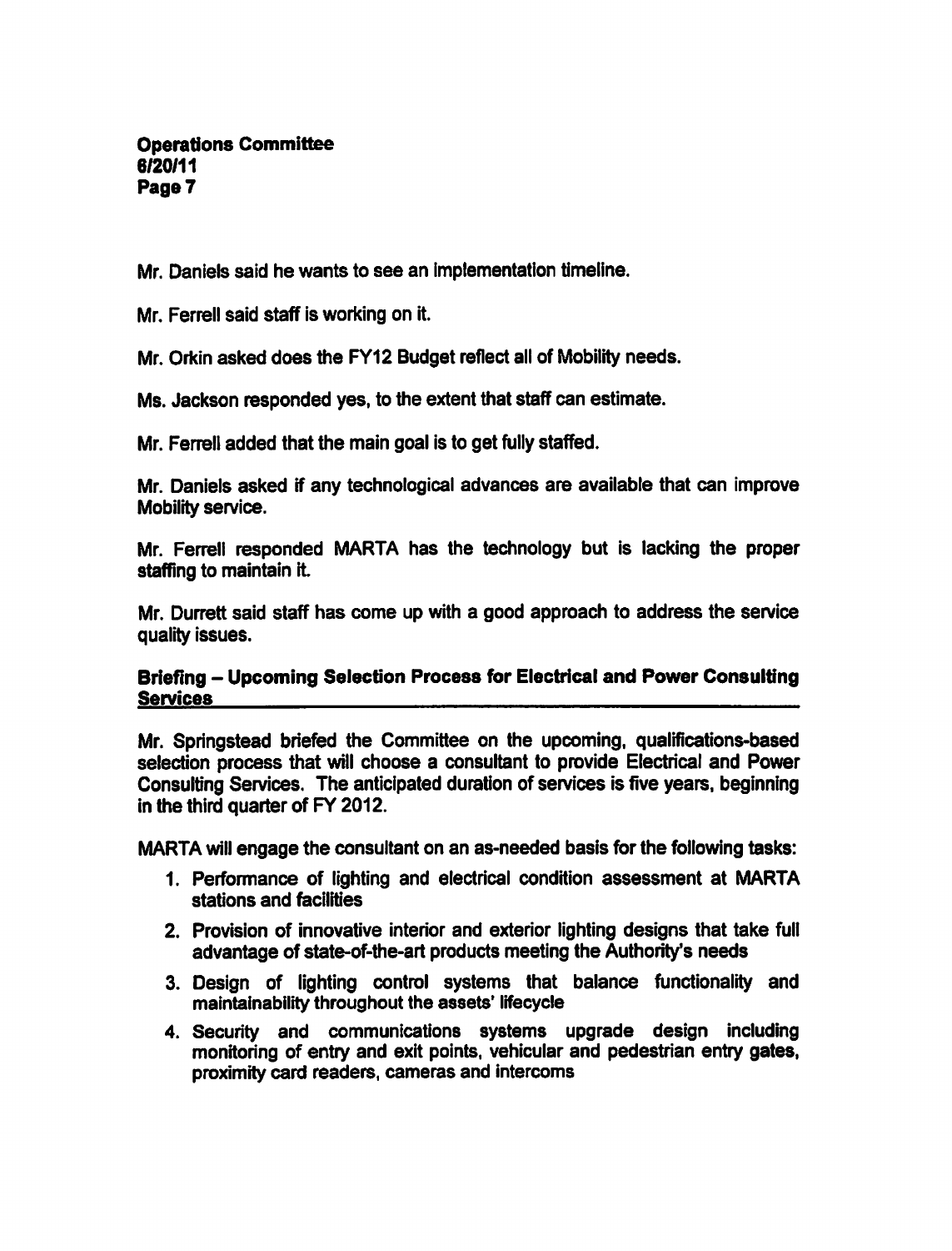Mr. Daniels said he wants to see an implementation timeline.

Mr. Ferrell said staff is working on it.

Mr. Orkin asked does the FY12 Budget reflect all of Mobility needs.

Ms. Jackson responded yes, to the extent that staff can estimate.

Mr. Ferrell added that the main goal is to get fully staffed.

Mr. Daniels asked if any technological advances are available that can improve Mobility service.

Mr. Ferrell responded MARTA has the technology but is lacking the proper staffing to maintain it.

Mr. Durrett said staff has come up with a good approach to address the service quality issues.

**Briefing – Upcoming Selection Process for Electrical and Power Consulting Services**

Mr. Springstead briefed the Committee on the upcoming, qualifications-based selection process that will choose a consultant to provide Electrical and Power Consulting Services. The anticipated duration of services is five years, beginning in the third quarter of FY 2012.

MARTA will engage the consultant on an as-needed basis for the following tasks:

1. Performance of lighting and electrical condition assessment at MARTA stations and facilities
2. Provision of innovative interior and exterior lighting designs that take full advantage of state-of-the-art products meeting the Authority's needs
3. Design of lighting control systems that balance functionality and maintainability throughout the assets' lifecycle
4. Security and communications systems upgrade design including monitoring of entry and exit points, vehicular and pedestrian entry gates, proximity card readers, cameras and intercoms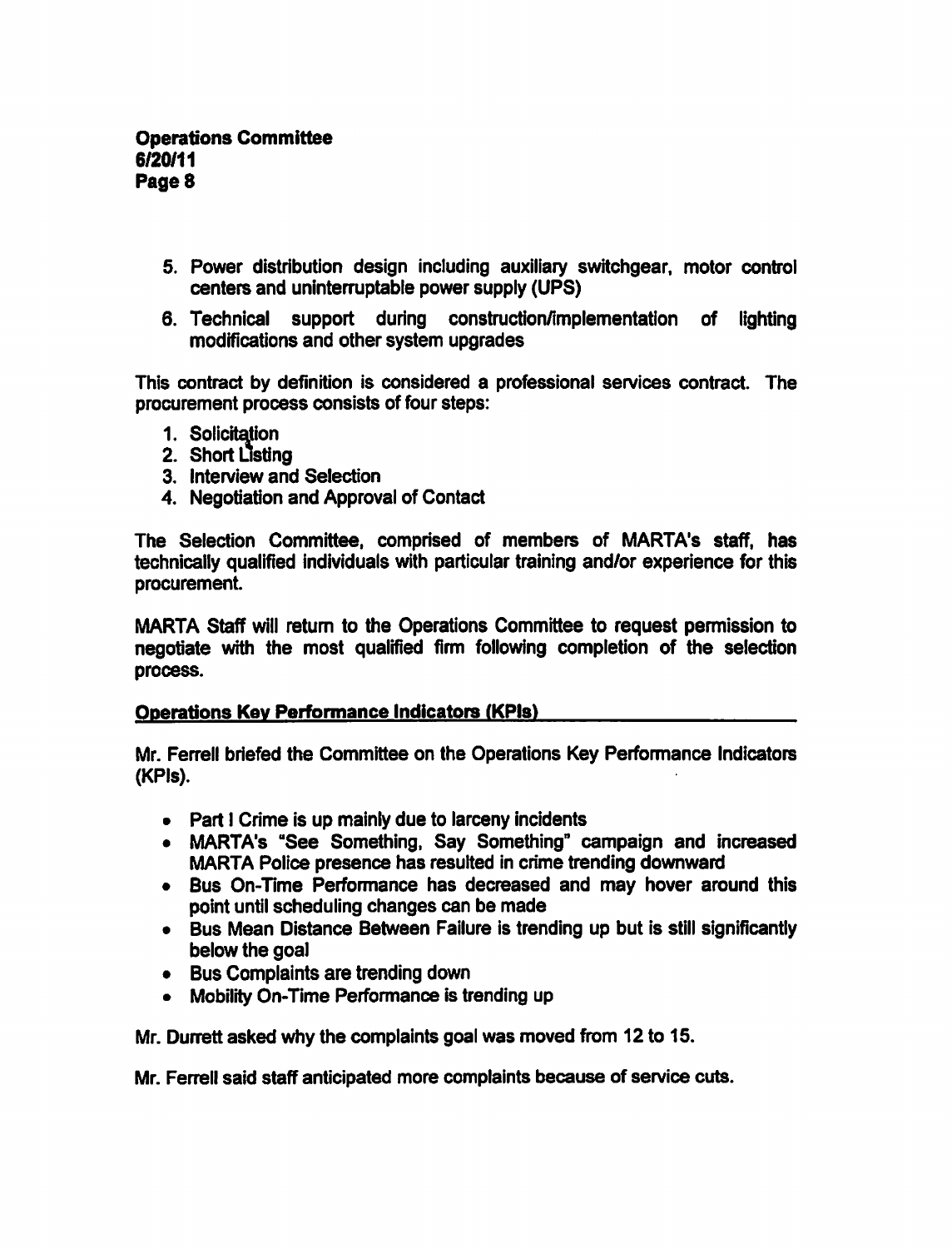5. Power distribution design including auxiliary switchgear, motor control centers and uninterruptable power supply (UPS)
6. Technical support during construction/implementation of lighting modifications and other system upgrades

This contract by definition is considered a professional services contract. The procurement process consists of four steps:

1. Solicitation
2. Short Listing
3. Interview and Selection
4. Negotiation and Approval of Contact

The Selection Committee, comprised of members of MARTA's staff, has technically qualified individuals with particular training and/or experience for this procurement.

MARTA Staff will return to the Operations Committee to request permission to negotiate with the most qualified firm following completion of the selection process.

**Operations Key Performance Indicators (KPIs)**

Mr. Ferrell briefed the Committee on the Operations Key Performance Indicators (KPIs).

- Part I Crime is up mainly due to larceny incidents
- MARTA's "See Something, Say Something" campaign and increased MARTA Police presence has resulted in crime trending downward
- Bus On-Time Performance has decreased and may hover around this point until scheduling changes can be made
- Bus Mean Distance Between Failure is trending up but is still significantly below the goal
- Bus Complaints are trending down
- Mobility On-Time Performance is trending up

Mr. Durrett asked why the complaints goal was moved from 12 to 15.

Mr. Ferrell said staff anticipated more complaints because of service cuts.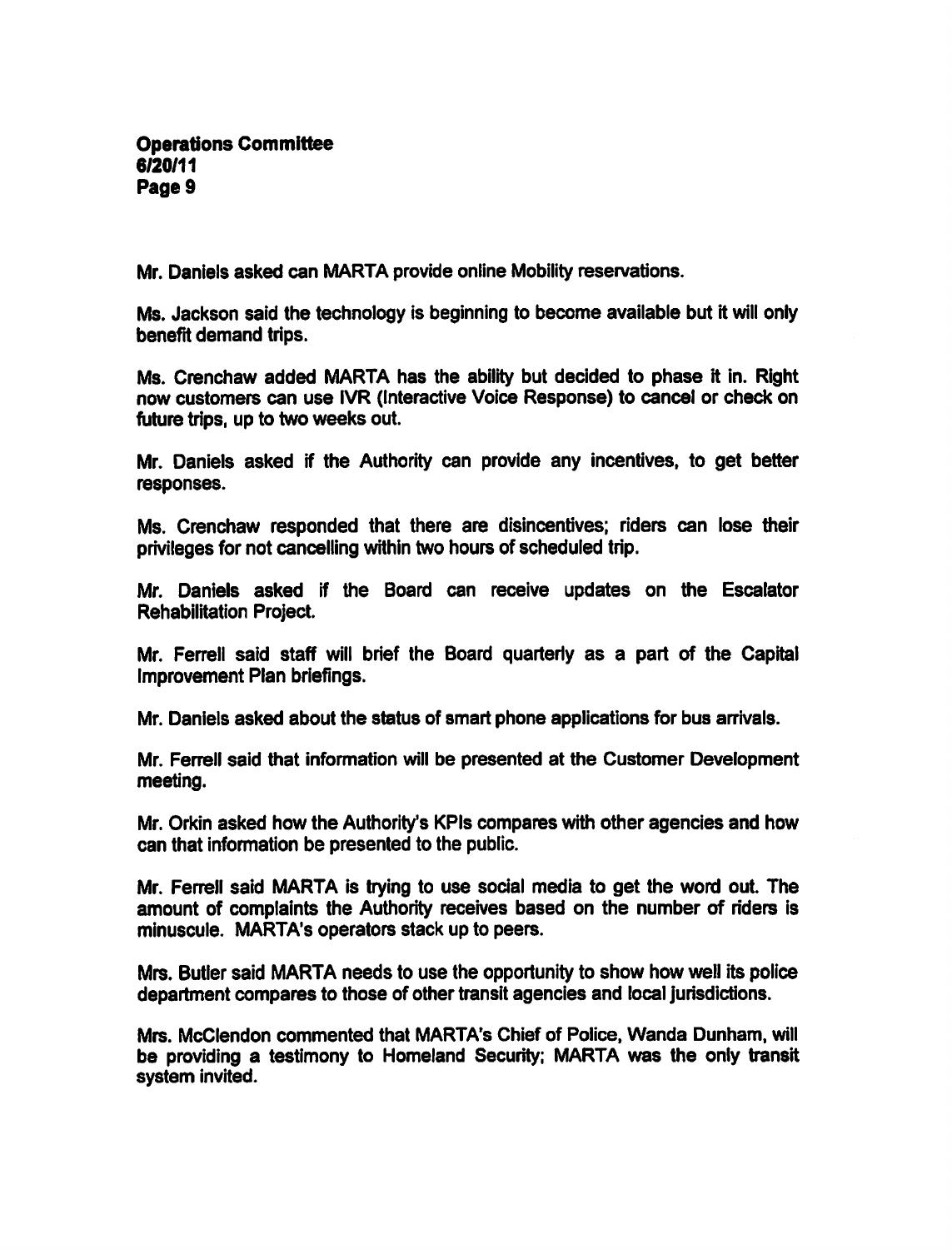Mr. Daniels asked can MARTA provide online Mobility reservations.

Ms. Jackson said the technology is beginning to become available but it will only benefit demand trips.

Ms. Crenchaw added MARTA has the ability but decided to phase it in. Right now customers can use IVR (Interactive Voice Response) to cancel or check on future trips, up to two weeks out.

Mr. Daniels asked if the Authority can provide any incentives, to get better responses.

Ms. Crenchaw responded that there are disincentives; riders can lose their privileges for not cancelling within two hours of scheduled trip.

Mr. Daniels asked if the Board can receive updates on the Escalator Rehabilitation Project.

Mr. Ferrell said staff will brief the Board quarterly as a part of the Capital Improvement Plan briefings.

Mr. Daniels asked about the status of smart phone applications for bus arrivals.

Mr. Ferrell said that information will be presented at the Customer Development meeting.

Mr. Orkin asked how the Authority's KPIs compares with other agencies and how can that information be presented to the public.

Mr. Ferrell said MARTA is trying to use social media to get the word out. The amount of complaints the Authority receives based on the number of riders is minuscule. MARTA's operators stack up to peers.

Mrs. Butler said MARTA needs to use the opportunity to show how well its police department compares to those of other transit agencies and local jurisdictions.

Mrs. McClendon commented that MARTA's Chief of Police, Wanda Dunham, will be providing a testimony to Homeland Security; MARTA was the only transit system invited.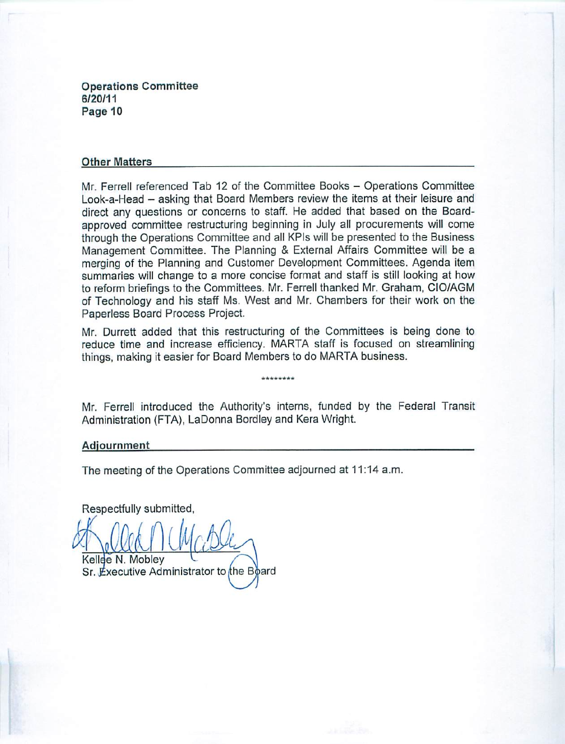## Other Matters

Mr. Ferrell referenced Tab 12 of the Committee Books – Operations Committee Look-a-Head – asking that Board Members review the items at their leisure and direct any questions or concerns to staff. He added that based on the Board-approved committee restructuring beginning in July all procurements will come through the Operations Committee and all KPIs will be presented to the Business Management Committee. The Planning & External Affairs Committee will be a merging of the Planning and Customer Development Committees. Agenda item summaries will change to a more concise format and staff is still looking at how to reform briefings to the Committees. Mr. Ferrell thanked Mr. Graham, CIO/AGM of Technology and his staff Ms. West and Mr. Chambers for their work on the Paperless Board Process Project.

Mr. Durrett added that this restructuring of the Committees is being done to reduce time and increase efficiency. MARTA staff is focused on streamlining things, making it easier for Board Members to do MARTA business.

********

Mr. Ferrell introduced the Authority's interns, funded by the Federal Transit Administration (FTA), LaDonna Bordley and Kera Wright.

## Adjournment

The meeting of the Operations Committee adjourned at 11:14 a.m.

Respectfully submitted,

Kellee N. Mobley
Sr. Executive Administrator to the Board